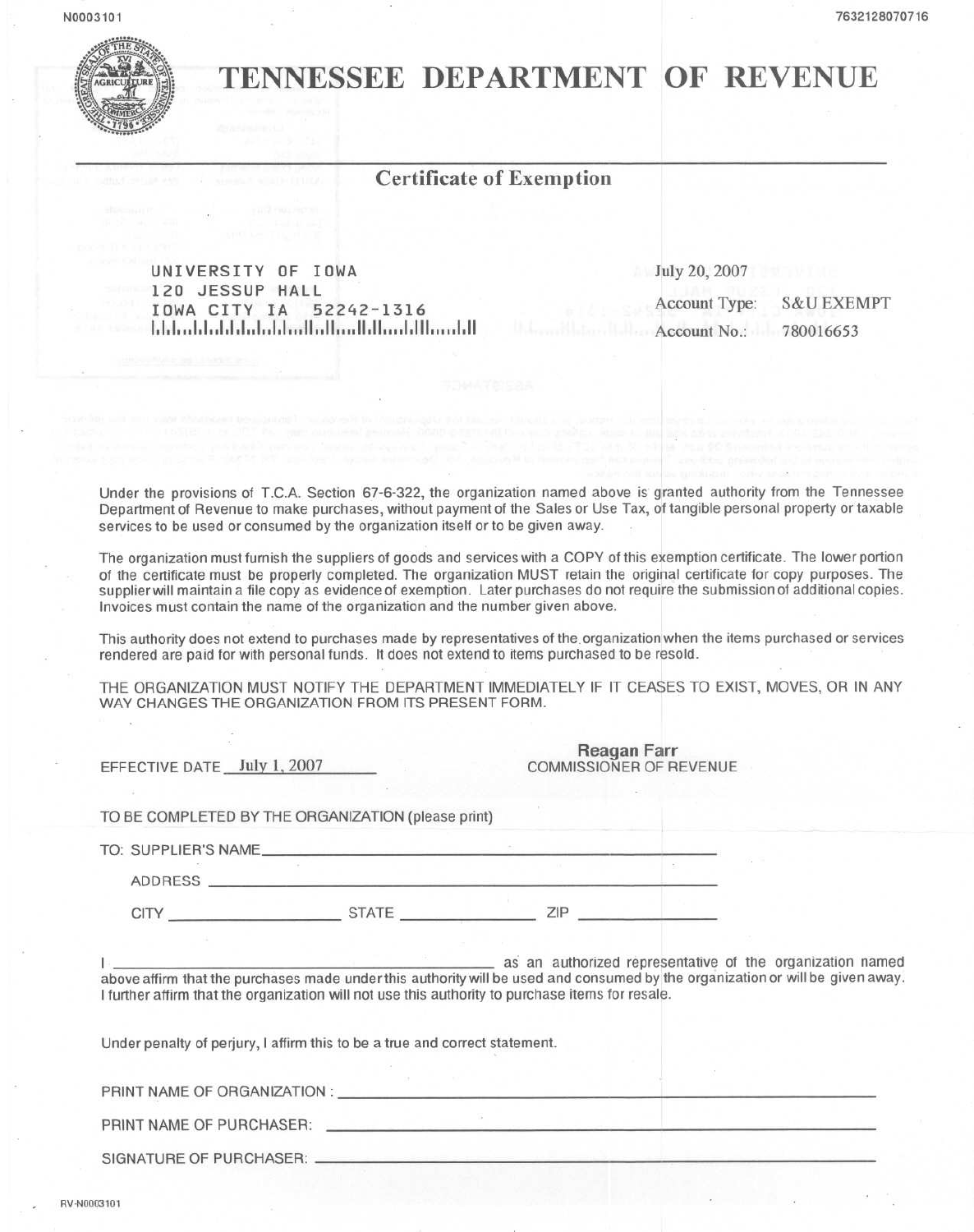N0003101

7632128070716

# TENNESSEE DEPARTMENT OF REVENUE

## Certificate of Exemption

UNIVERSITY OF IOWA
120 JESSUP HALL
IOWA CITY IA 52242-1316

July 20, 2007
Account Type: S&U EXEMPT
Account No.: 780016653

Under the provisions of T.C.A. Section 67-6-322, the organization named above is granted authority from the Tennessee Department of Revenue to make purchases, without payment of the Sales or Use Tax, of tangible personal property or taxable services to be used or consumed by the organization itself or to be given away.

The organization must furnish the suppliers of goods and services with a COPY of this exemption certificate. The lower portion of the certificate must be properly completed. The organization MUST retain the original certificate for copy purposes. The supplier will maintain a file copy as evidence of exemption. Later purchases do not require the submission of additional copies. Invoices must contain the name of the organization and the number given above.

This authority does not extend to purchases made by representatives of the organization when the items purchased or services rendered are paid for with personal funds. It does not extend to items purchased to be resold.

THE ORGANIZATION MUST NOTIFY THE DEPARTMENT IMMEDIATELY IF IT CEASES TO EXIST, MOVES, OR IN ANY WAY CHANGES THE ORGANIZATION FROM ITS PRESENT FORM.

EFFECTIVE DATE July 1, 2007

**Reagan Farr**
COMMISSIONER OF REVENUE

TO BE COMPLETED BY THE ORGANIZATION (please print)

TO: SUPPLIER'S NAME \_\_\_\_\_\_\_\_\_\_\_\_\_\_\_\_\_\_\_\_\_\_\_\_\_\_\_\_\_\_\_\_\_\_\_\_\_\_\_\_

ADDRESS \_\_\_\_\_\_\_\_\_\_\_\_\_\_\_\_\_\_\_\_\_\_\_\_\_\_\_\_\_\_\_\_\_\_\_\_\_\_\_\_

CITY \_\_\_\_\_\_\_\_\_\_\_\_\_\_ STATE \_\_\_\_\_\_\_\_\_\_\_\_\_\_ ZIP \_\_\_\_\_\_\_\_\_\_\_\_

I \_\_\_\_\_\_\_\_\_\_\_\_\_\_\_\_\_\_\_\_\_\_\_\_\_\_\_\_\_\_\_\_\_\_\_\_ as an authorized representative of the organization named above affirm that the purchases made under this authority will be used and consumed by the organization or will be given away. I further affirm that the organization will not use this authority to purchase items for resale.

Under penalty of perjury, I affirm this to be a true and correct statement.

PRINT NAME OF ORGANIZATION: \_\_\_\_\_\_\_\_\_\_\_\_\_\_\_\_\_\_\_\_\_\_\_\_\_\_\_\_\_\_\_\_\_\_\_\_

PRINT NAME OF PURCHASER: \_\_\_\_\_\_\_\_\_\_\_\_\_\_\_\_\_\_\_\_\_\_\_\_\_\_\_\_\_\_\_\_\_\_\_\_

SIGNATURE OF PURCHASER: \_\_\_\_\_\_\_\_\_\_\_\_\_\_\_\_\_\_\_\_\_\_\_\_\_\_\_\_\_\_\_\_\_\_\_\_

RV-N0003101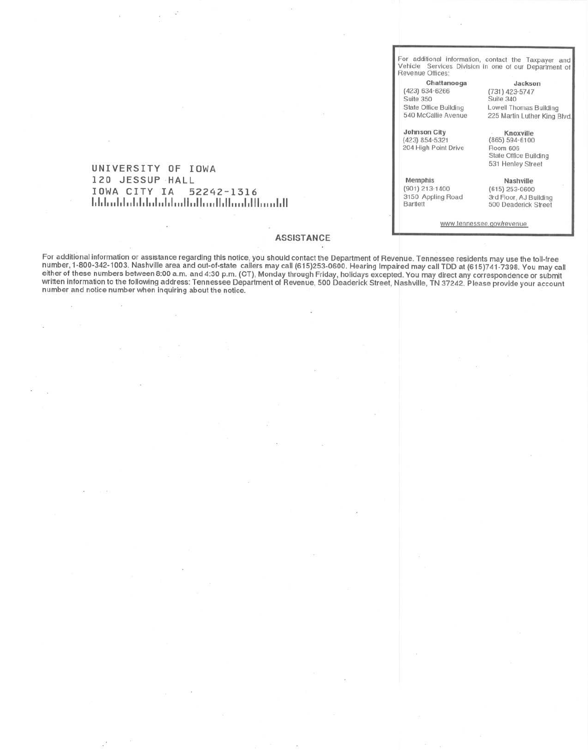UNIVERSITY OF IOWA
120 JESSUP HALL
IOWA CITY IA 52242-1316

For additional information, contact the Taxpayer and Vehicle Services Division in one of our Deparment of Revenue Offices:

| | |
|---|---|
| **Chattanooga**<br>(423) 634-6266<br>Suite 350<br>State Office Building<br>540 McCallie Avenue | **Jackson**<br>(731) 423-5747<br>Suite 340<br>Lowell Thomas Building<br>225 Martin Luther King Blvd. |
| **Johnson City**<br>(423) 854-5321<br>204 High Point Drive | **Knoxville**<br>(865) 594-6100<br>Room 606<br>State Office Building<br>531 Henley Street |
| **Memphis**<br>(901) 213-1400<br>3150 Appling Road<br>Bartlett | **Nashville**<br>(615) 253-0600<br>3rd Floor, AJ Building<br>500 Deaderick Street |

www.tennessee.gov/revenue

## ASSISTANCE

For additional information or assistance regarding this notice, you should contact the Department of Revenue. Tennessee residents may use the toll-free number, 1-800-342-1003. Nashville area and out-of-state callers may call (615)253-0600. Hearing Impaired may call TDD at (615)741-7398. You may call either of these numbers between 8:00 a.m. and 4:30 p.m. (CT), Monday through Friday, holidays excepted. You may direct any correspondence or submit written information to the following address: Tennessee Department of Revenue, 500 Deaderick Street, Nashville, TN 37242. Please provide your account number and notice number when inquiring about the notice.